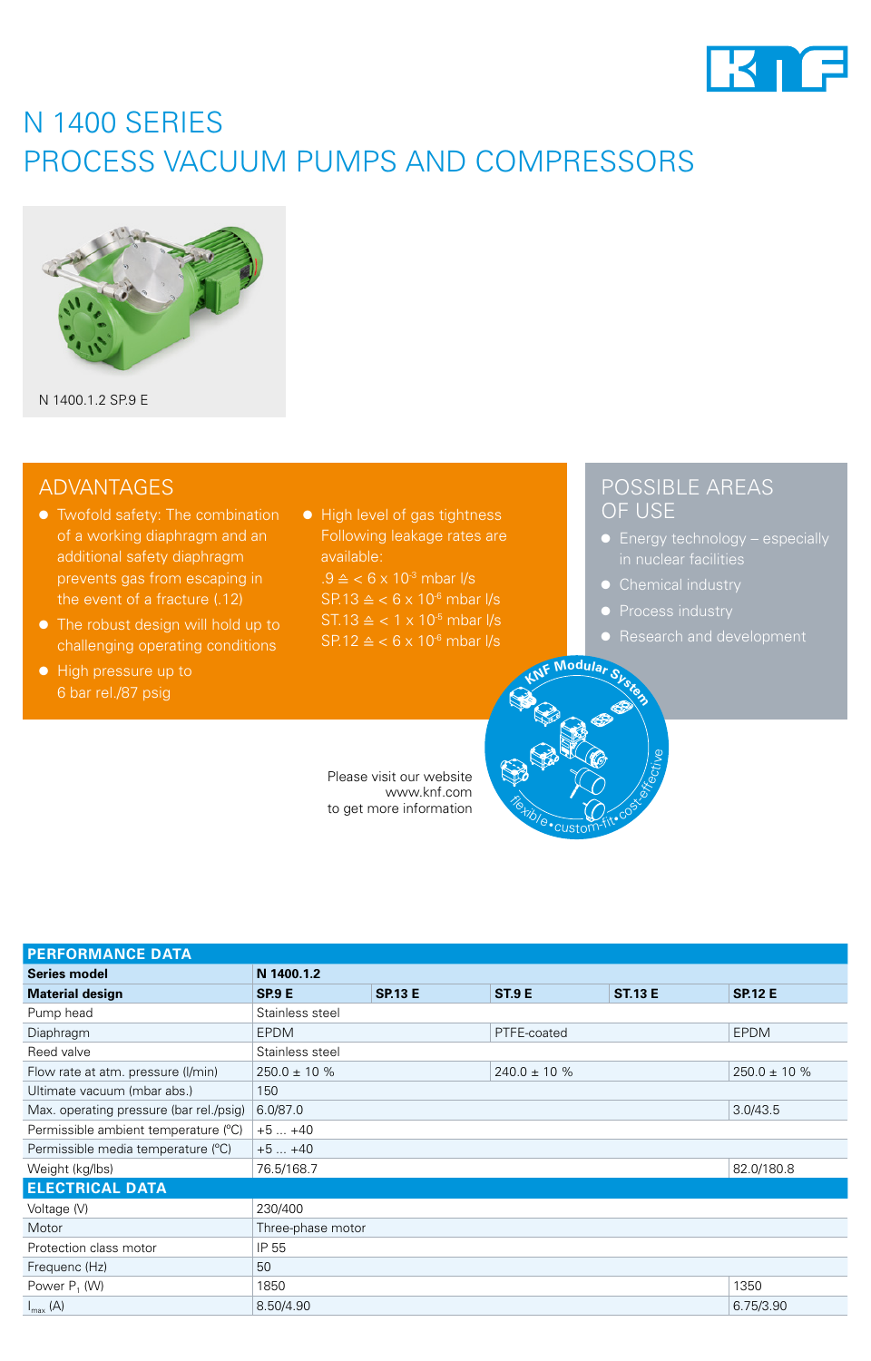# N 1400 SERIES
# PROCESS VACUUM PUMPS AND COMPRESSORS

N 1400.1.2 SP.9 E

## ADVANTAGES

- Twofold safety: The combination of a working diaphragm and an additional safety diaphragm prevents gas from escaping in the event of a fracture (.12)
- The robust design will hold up to challenging operating conditions
- High pressure up to 6 bar rel./87 psig
- High level of gas tightness Following leakage rates are available:
  .9 ≙ < 6 x $10^{-3}$ mbar l/s
  SP.13 ≙ < 6 x $10^{-6}$ mbar l/s
  ST.13 ≙ < 1 x $10^{-5}$ mbar l/s
  SP.12 ≙ < 6 x $10^{-6}$ mbar l/s

## POSSIBLE AREAS OF USE

- Energy technology – especially in nuclear facilities
- Chemical industry
- Process industry
- Research and development

KNF Modular System – flexible • custom-fit • cost-effective

Please visit our website www.knf.com to get more information

| PERFORMANCE DATA | | | | | |
|---|---|---|---|---|---|
| **Series model** | **N 1400.1.2** | | | | |
| **Material design** | **SP.9 E** | **SP.13 E** | **ST.9 E** | **ST.13 E** | **SP.12 E** |
| Pump head | Stainless steel | | | | |
| Diaphragm | EPDM | | PTFE-coated | | EPDM |
| Reed valve | Stainless steel | | | | |
| Flow rate at atm. pressure (l/min) | 250.0 ± 10 % | | 240.0 ± 10 % | | 250.0 ± 10 % |
| Ultimate vacuum (mbar abs.) | 150 | | | | |
| Max. operating pressure (bar rel./psig) | 6.0/87.0 | | | | 3.0/43.5 |
| Permissible ambient temperature (°C) | +5 ... +40 | | | | |
| Permissible media temperature (°C) | +5 ... +40 | | | | |
| Weight (kg/lbs) | 76.5/168.7 | | | | 82.0/180.8 |
| **ELECTRICAL DATA** | | | | | |
| Voltage (V) | 230/400 | | | | |
| Motor | Three-phase motor | | | | |
| Protection class motor | IP 55 | | | | |
| Frequenc (Hz) | 50 | | | | |
| Power $P_1$ (W) | 1850 | | | | 1350 |
| $I_{max}$ (A) | 8.50/4.90 | | | | 6.75/3.90 |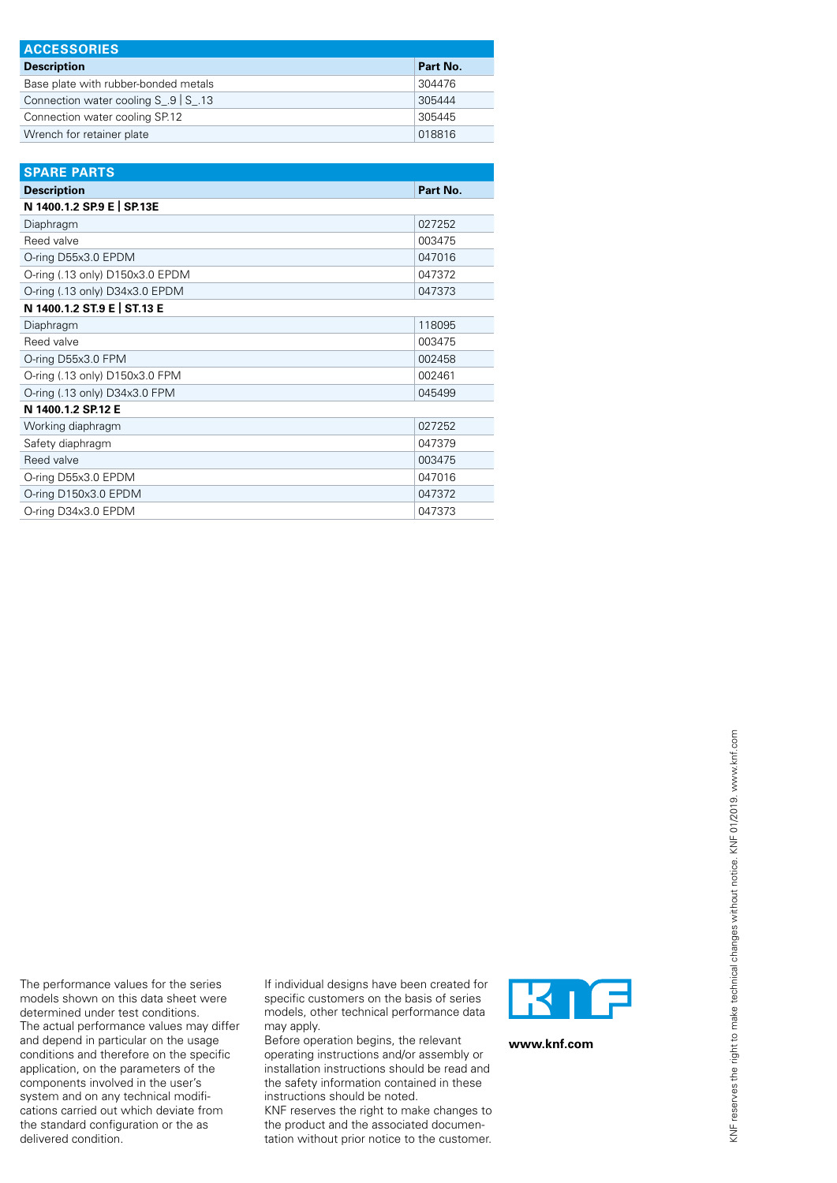## ACCESSORIES

| Description | Part No. |
|---|---|
| Base plate with rubber-bonded metals | 304476 |
| Connection water cooling S_.9 \| S_.13 | 305444 |
| Connection water cooling SP.12 | 305445 |
| Wrench for retainer plate | 018816 |

## SPARE PARTS

| Description | Part No. |
|---|---|
| **N 1400.1.2 SP.9 E \| SP.13E** | |
| Diaphragm | 027252 |
| Reed valve | 003475 |
| O-ring D55x3.0 EPDM | 047016 |
| O-ring (.13 only) D150x3.0 EPDM | 047372 |
| O-ring (.13 only) D34x3.0 EPDM | 047373 |
| **N 1400.1.2 ST.9 E \| ST.13 E** | |
| Diaphragm | 118095 |
| Reed valve | 003475 |
| O-ring D55x3.0 FPM | 002458 |
| O-ring (.13 only) D150x3.0 FPM | 002461 |
| O-ring (.13 only) D34x3.0 FPM | 045499 |
| **N 1400.1.2 SP.12 E** | |
| Working diaphragm | 027252 |
| Safety diaphragm | 047379 |
| Reed valve | 003475 |
| O-ring D55x3.0 EPDM | 047016 |
| O-ring D150x3.0 EPDM | 047372 |
| O-ring D34x3.0 EPDM | 047373 |

The performance values for the series models shown on this data sheet were determined under test conditions. The actual performance values may differ and depend in particular on the usage conditions and therefore on the specific application, on the parameters of the components involved in the user's system and on any technical modifications carried out which deviate from the standard configuration or the as delivered condition.

If individual designs have been created for specific customers on the basis of series models, other technical performance data may apply.
Before operation begins, the relevant operating instructions and/or assembly or installation instructions should be read and the safety information contained in these instructions should be noted.
KNF reserves the right to make changes to the product and the associated documentation without prior notice to the customer.

KNF

**www.knf.com**

KNF reserves the right to make technical changes without notice. KNF 01/2019. www.knf.com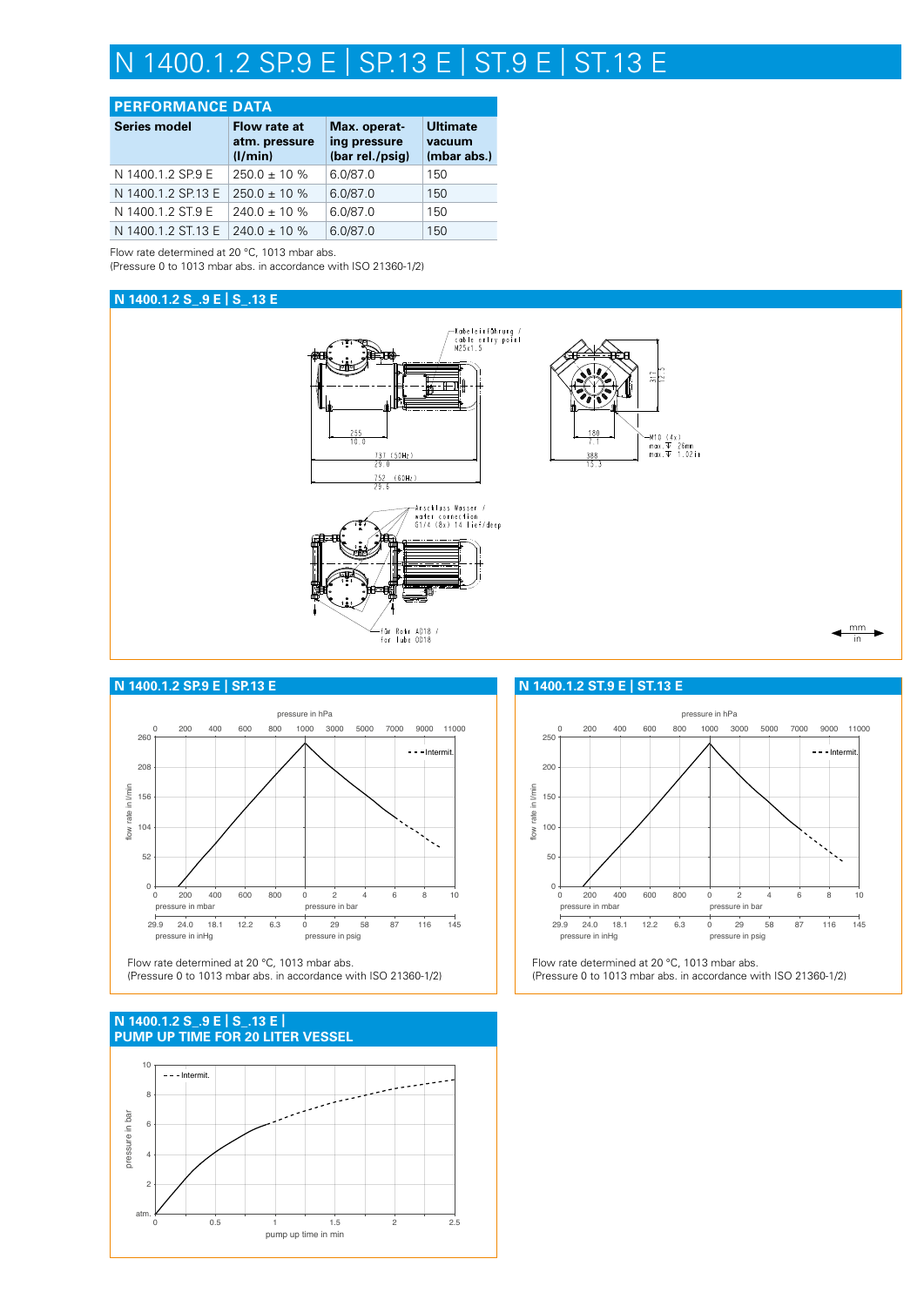# N 1400.1.2 SP.9 E | SP.13 E | ST.9 E | ST.13 E

## PERFORMANCE DATA

| Series model | Flow rate at atm. pressure (l/min) | Max. operating pressure (bar rel./psig) | Ultimate vacuum (mbar abs.) |
|---|---|---|---|
| N 1400.1.2 SP.9 E | 250.0 ± 10 % | 6.0/87.0 | 150 |
| N 1400.1.2 SP.13 E | 250.0 ± 10 % | 6.0/87.0 | 150 |
| N 1400.1.2 ST.9 E | 240.0 ± 10 % | 6.0/87.0 | 150 |
| N 1400.1.2 ST.13 E | 240.0 ± 10 % | 6.0/87.0 | 150 |

Flow rate determined at 20 °C, 1013 mbar abs.
(Pressure 0 to 1013 mbar abs. in accordance with ISO 21360-1/2)

## N 1400.1.2 S_.9 E | S_.13 E

Kabeleinführung / cable entry point M25x1.5

Anschluss Wasser / water connection G1/4 (8x) 14 tief/deep

Für Rohr AD18 / for Tube OD18

M10 (4x) max. 26mm / max. 1.02in

255 / 10.0; 731 (50Hz) / 29.0; 752 (60Hz) / 29.6; 180 / 7.1; 388 / 15.3; 317 / 12.5

mm / in

## N 1400.1.2 SP.9 E | SP.13 E

Flow rate determined at 20 °C, 1013 mbar abs.
(Pressure 0 to 1013 mbar abs. in accordance with ISO 21360-1/2)

## N 1400.1.2 ST.9 E | ST.13 E

Flow rate determined at 20 °C, 1013 mbar abs.
(Pressure 0 to 1013 mbar abs. in accordance with ISO 21360-1/2)

## N 1400.1.2 S_.9 E | S_.13 E | PUMP UP TIME FOR 20 LITER VESSEL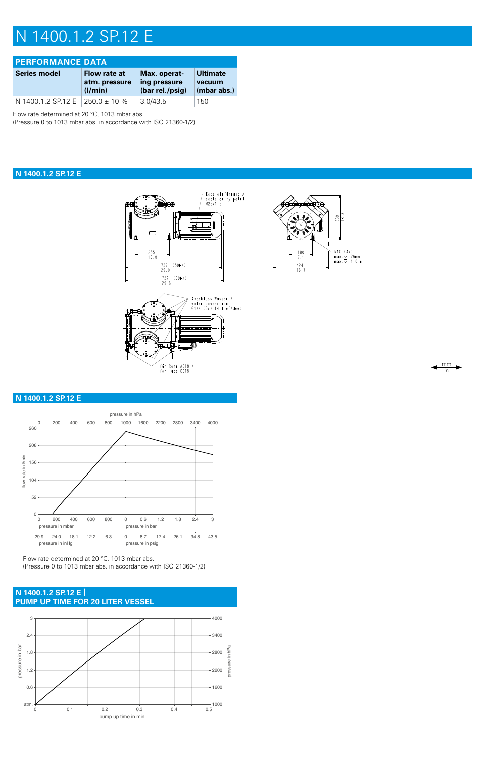# N 1400.1.2 SP.12 E

## PERFORMANCE DATA

| Series model | Flow rate at atm. pressure (l/min) | Max. operating pressure (bar rel./psig) | Ultimate vacuum (mbar abs.) |
|---|---|---|---|
| N 1400.1.2 SP.12 E | 250.0 ± 10 % | 3.0/43.5 | 150 |

Flow rate determined at 20 °C, 1013 mbar abs.
(Pressure 0 to 1013 mbar abs. in accordance with ISO 21360-1/2)

## N 1400.1.2 SP.12 E

Kabeleinführung / cable entry point M25x1.5

255
10.0

737 (50Hz)
29.0

752 (60Hz)
29.6

339
13.3

180
7.1

424
16.7

M10 (4x)
max. 26mm
max. 1.0in

Anschluss Wasser / water connection G1/4 (8x) 14 tief/deep

für Rohr AD18 / for tube OD18

mm
in

## N 1400.1.2 SP.12 E

pressure in hPa

0 200 400 600 800 1000 1600 2200 2800 3400 4000

flow rate in l/min

260 208 156 104 52 0

0 200 400 600 800
pressure in mbar

0 0.6 1.2 1.8 2.4 3
pressure in bar

29.9 24.0 18.1 12.2 6.3
pressure in inHg

0 8.7 17.4 26.1 34.8 43.5
pressure in psig

Flow rate determined at 20 °C, 1013 mbar abs.
(Pressure 0 to 1013 mbar abs. in accordance with ISO 21360-1/2)

## N 1400.1.2 SP.12 E | PUMP UP TIME FOR 20 LITER VESSEL

pressure in bar

3 2.4 1.8 1.2 0.6 atm.

pressure in hPa

4000 3400 2800 2200 1600 1000

0 0.1 0.2 0.3 0.4 0.5
pump up time in min